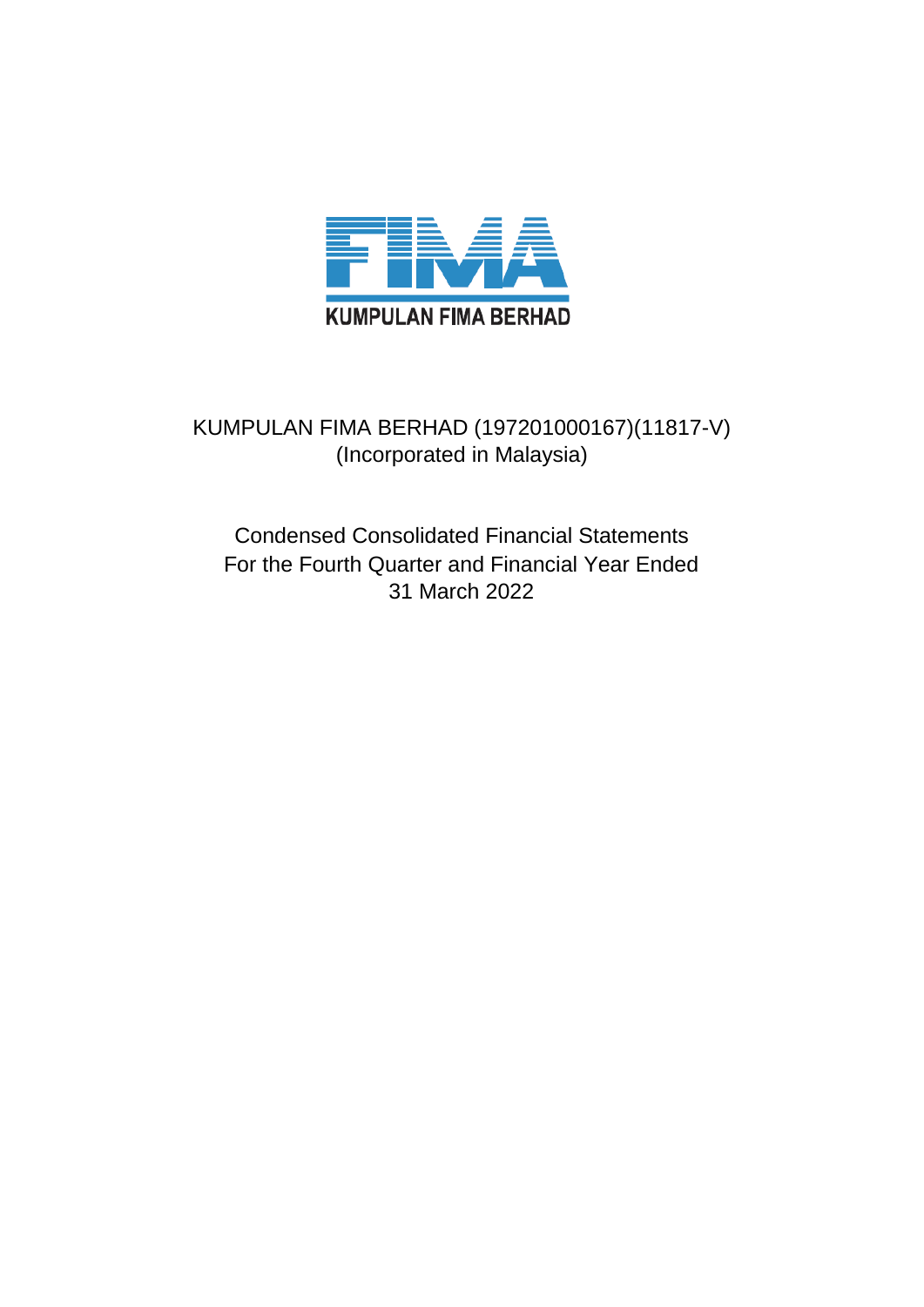KUMPULAN FIMA BERHAD

KUMPULAN FIMA BERHAD (197201000167)(11817-V)
(Incorporated in Malaysia)

Condensed Consolidated Financial Statements
For the Fourth Quarter and Financial Year Ended
31 March 2022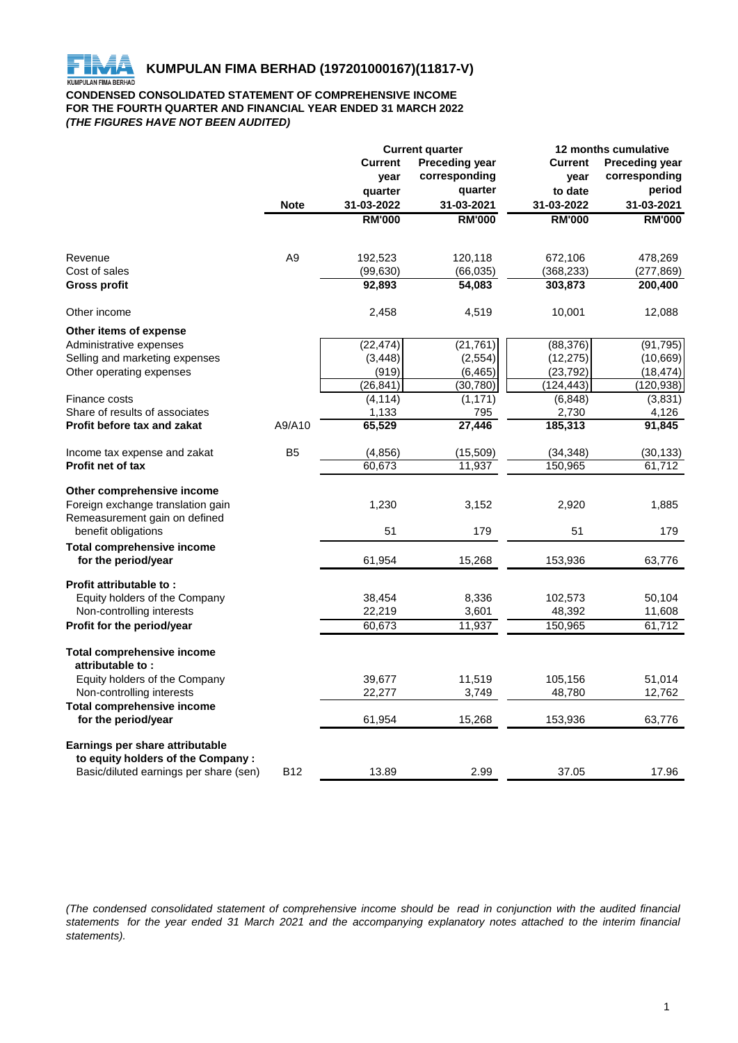# KUMPULAN FIMA BERHAD (197201000167)(11817-V)

**CONDENSED CONSOLIDATED STATEMENT OF COMPREHENSIVE INCOME**
**FOR THE FOURTH QUARTER AND FINANCIAL YEAR ENDED 31 MARCH 2022**
***(THE FIGURES HAVE NOT BEEN AUDITED)***

| | | Current quarter | | 12 months cumulative | |
|---|---|---|---|---|---|
| | Note | Current year quarter 31-03-2022 | Preceding year corresponding quarter 31-03-2021 | Current year to date 31-03-2022 | Preceding year corresponding period 31-03-2021 |
| | | RM'000 | RM'000 | RM'000 | RM'000 |
| Revenue | A9 | 192,523 | 120,118 | 672,106 | 478,269 |
| Cost of sales | | (99,630) | (66,035) | (368,233) | (277,869) |
| **Gross profit** | | **92,893** | **54,083** | **303,873** | **200,400** |
| Other income | | 2,458 | 4,519 | 10,001 | 12,088 |
| **Other items of expense** | | | | | |
| Administrative expenses | | (22,474) | (21,761) | (88,376) | (91,795) |
| Selling and marketing expenses | | (3,448) | (2,554) | (12,275) | (10,669) |
| Other operating expenses | | (919) | (6,465) | (23,792) | (18,474) |
| | | (26,841) | (30,780) | (124,443) | (120,938) |
| Finance costs | | (4,114) | (1,171) | (6,848) | (3,831) |
| Share of results of associates | | 1,133 | 795 | 2,730 | 4,126 |
| **Profit before tax and zakat** | A9/A10 | **65,529** | **27,446** | **185,313** | **91,845** |
| Income tax expense and zakat | B5 | (4,856) | (15,509) | (34,348) | (30,133) |
| **Profit net of tax** | | 60,673 | 11,937 | 150,965 | 61,712 |
| **Other comprehensive income** | | | | | |
| Foreign exchange translation gain | | 1,230 | 3,152 | 2,920 | 1,885 |
| Remeasurement gain on defined benefit obligations | | 51 | 179 | 51 | 179 |
| **Total comprehensive income for the period/year** | | 61,954 | 15,268 | 153,936 | 63,776 |
| **Profit attributable to :** | | | | | |
| Equity holders of the Company | | 38,454 | 8,336 | 102,573 | 50,104 |
| Non-controlling interests | | 22,219 | 3,601 | 48,392 | 11,608 |
| **Profit for the period/year** | | 60,673 | 11,937 | 150,965 | 61,712 |
| **Total comprehensive income attributable to :** | | | | | |
| Equity holders of the Company | | 39,677 | 11,519 | 105,156 | 51,014 |
| Non-controlling interests | | 22,277 | 3,749 | 48,780 | 12,762 |
| **Total comprehensive income for the period/year** | | 61,954 | 15,268 | 153,936 | 63,776 |
| **Earnings per share attributable to equity holders of the Company :** | | | | | |
| Basic/diluted earnings per share (sen) | B12 | 13.89 | 2.99 | 37.05 | 17.96 |

*(The condensed consolidated statement of comprehensive income should be read in conjunction with the audited financial statements for the year ended 31 March 2021 and the accompanying explanatory notes attached to the interim financial statements).*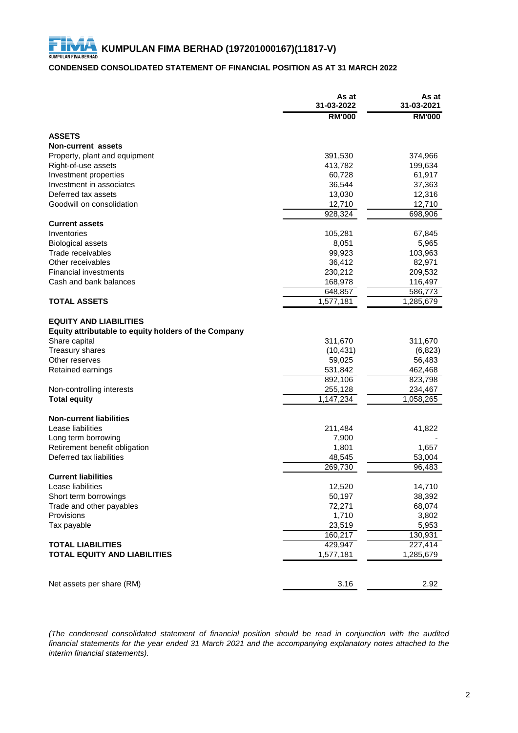# KUMPULAN FIMA BERHAD (197201000167)(11817-V)

## CONDENSED CONSOLIDATED STATEMENT OF FINANCIAL POSITION AS AT 31 MARCH 2022

| | As at 31-03-2022 | As at 31-03-2021 |
|---|---|---|
| | RM'000 | RM'000 |
| **ASSETS** | | |
| **Non-current assets** | | |
| Property, plant and equipment | 391,530 | 374,966 |
| Right-of-use assets | 413,782 | 199,634 |
| Investment properties | 60,728 | 61,917 |
| Investment in associates | 36,544 | 37,363 |
| Deferred tax assets | 13,030 | 12,316 |
| Goodwill on consolidation | 12,710 | 12,710 |
| | 928,324 | 698,906 |
| **Current assets** | | |
| Inventories | 105,281 | 67,845 |
| Biological assets | 8,051 | 5,965 |
| Trade receivables | 99,923 | 103,963 |
| Other receivables | 36,412 | 82,971 |
| Financial investments | 230,212 | 209,532 |
| Cash and bank balances | 168,978 | 116,497 |
| | 648,857 | 586,773 |
| **TOTAL ASSETS** | 1,577,181 | 1,285,679 |
| | | |
| **EQUITY AND LIABILITIES** | | |
| **Equity attributable to equity holders of the Company** | | |
| Share capital | 311,670 | 311,670 |
| Treasury shares | (10,431) | (6,823) |
| Other reserves | 59,025 | 56,483 |
| Retained earnings | 531,842 | 462,468 |
| | 892,106 | 823,798 |
| Non-controlling interests | 255,128 | 234,467 |
| **Total equity** | 1,147,234 | 1,058,265 |
| | | |
| **Non-current liabilities** | | |
| Lease liabilities | 211,484 | 41,822 |
| Long term borrowing | 7,900 | - |
| Retirement benefit obligation | 1,801 | 1,657 |
| Deferred tax liabilities | 48,545 | 53,004 |
| | 269,730 | 96,483 |
| **Current liabilities** | | |
| Lease liabilities | 12,520 | 14,710 |
| Short term borrowings | 50,197 | 38,392 |
| Trade and other payables | 72,271 | 68,074 |
| Provisions | 1,710 | 3,802 |
| Tax payable | 23,519 | 5,953 |
| | 160,217 | 130,931 |
| **TOTAL LIABILITIES** | 429,947 | 227,414 |
| **TOTAL EQUITY AND LIABILITIES** | 1,577,181 | 1,285,679 |
| | | |
| Net assets per share (RM) | 3.16 | 2.92 |

*(The condensed consolidated statement of financial position should be read in conjunction with the audited financial statements for the year ended 31 March 2021 and the accompanying explanatory notes attached to the interim financial statements).*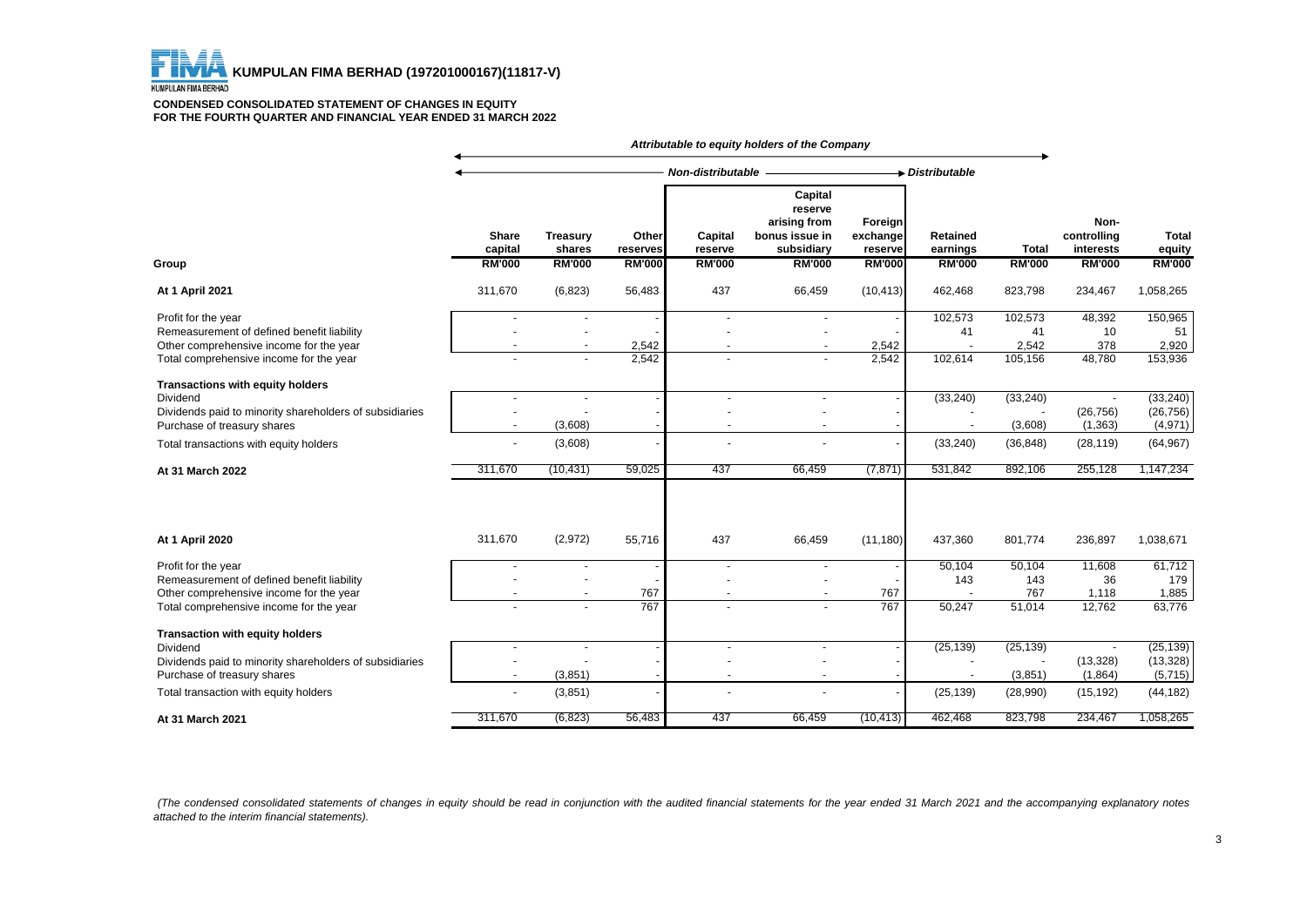# KUMPULAN FIMA BERHAD (197201000167)(11817-V)

**CONDENSED CONSOLIDATED STATEMENT OF CHANGES IN EQUITY**
**FOR THE FOURTH QUARTER AND FINANCIAL YEAR ENDED 31 MARCH 2022**

| | *Attributable to equity holders of the Company* | | | | | | | | | |
|---|---|---|---|---|---|---|---|---|---|---|
| | *Non-distributable* | | | | | | *Distributable* | | | |
| | **Share capital** | **Treasury shares** | **Other reserves** | **Capital reserve** | **Capital reserve arising from bonus issue in subsidiary** | **Foreign exchange reserve** | **Retained earnings** | **Total** | **Non-controlling interests** | **Total equity** |
| **Group** | **RM'000** | **RM'000** | **RM'000** | **RM'000** | **RM'000** | **RM'000** | **RM'000** | **RM'000** | **RM'000** | **RM'000** |
| **At 1 April 2021** | 311,670 | (6,823) | 56,483 | 437 | 66,459 | (10,413) | 462,468 | 823,798 | 234,467 | 1,058,265 |
| Profit for the year | - | - | - | - | - | - | 102,573 | 102,573 | 48,392 | 150,965 |
| Remeasurement of defined benefit liability | - | - | - | - | - | - | 41 | 41 | 10 | 51 |
| Other comprehensive income for the year | - | - | 2,542 | - | - | 2,542 | - | 2,542 | 378 | 2,920 |
| Total comprehensive income for the year | - | - | 2,542 | - | - | 2,542 | 102,614 | 105,156 | 48,780 | 153,936 |
| **Transactions with equity holders** | | | | | | | | | | |
| Dividend | - | - | - | - | - | - | (33,240) | (33,240) | - | (33,240) |
| Dividends paid to minority shareholders of subsidiaries | - | - | - | - | - | - | - | - | (26,756) | (26,756) |
| Purchase of treasury shares | - | (3,608) | - | - | - | - | - | (3,608) | (1,363) | (4,971) |
| Total transactions with equity holders | - | (3,608) | - | - | - | - | (33,240) | (36,848) | (28,119) | (64,967) |
| **At 31 March 2022** | 311,670 | (10,431) | 59,025 | 437 | 66,459 | (7,871) | 531,842 | 892,106 | 255,128 | 1,147,234 |
| | | | | | | | | | | |
| **At 1 April 2020** | 311,670 | (2,972) | 55,716 | 437 | 66,459 | (11,180) | 437,360 | 801,774 | 236,897 | 1,038,671 |
| Profit for the year | - | - | - | - | - | - | 50,104 | 50,104 | 11,608 | 61,712 |
| Remeasurement of defined benefit liability | - | - | - | - | - | - | 143 | 143 | 36 | 179 |
| Other comprehensive income for the year | - | - | 767 | - | - | 767 | - | 767 | 1,118 | 1,885 |
| Total comprehensive income for the year | - | - | 767 | - | - | 767 | 50,247 | 51,014 | 12,762 | 63,776 |
| **Transaction with equity holders** | | | | | | | | | | |
| Dividend | - | - | - | - | - | - | (25,139) | (25,139) | - | (25,139) |
| Dividends paid to minority shareholders of subsidiaries | - | - | - | - | - | - | - | - | (13,328) | (13,328) |
| Purchase of treasury shares | - | (3,851) | - | - | - | - | - | (3,851) | (1,864) | (5,715) |
| Total transaction with equity holders | - | (3,851) | - | - | - | - | (25,139) | (28,990) | (15,192) | (44,182) |
| **At 31 March 2021** | 311,670 | (6,823) | 56,483 | 437 | 66,459 | (10,413) | 462,468 | 823,798 | 234,467 | 1,058,265 |

*(The condensed consolidated statements of changes in equity should be read in conjunction with the audited financial statements for the year ended 31 March 2021 and the accompanying explanatory notes attached to the interim financial statements).*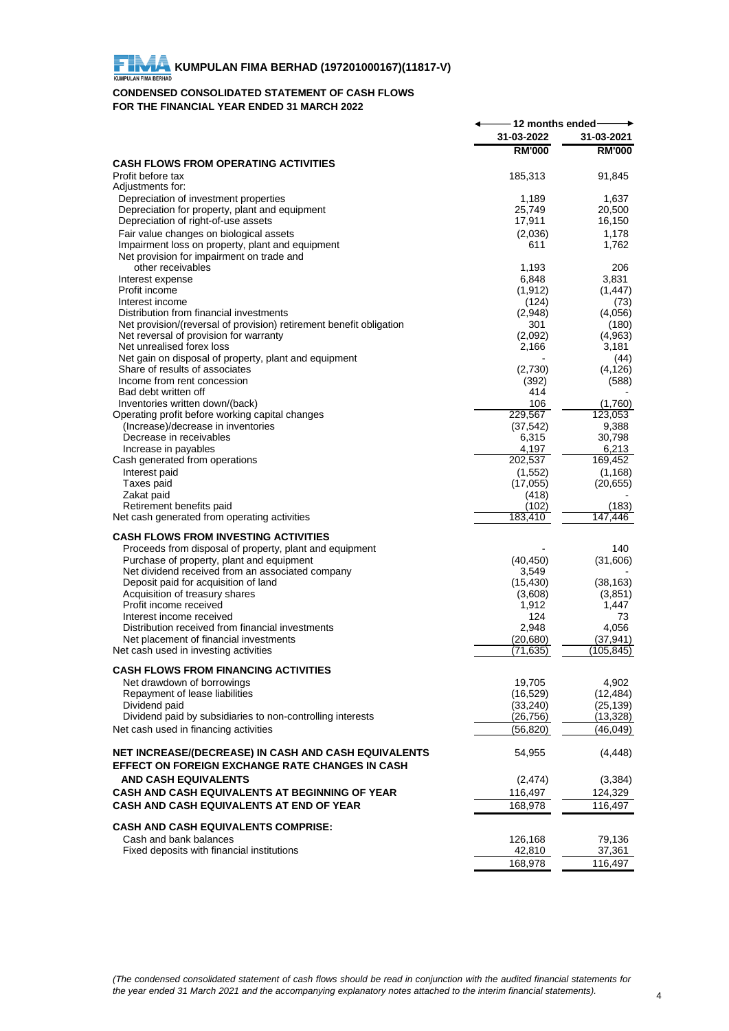**KUMPULAN FIMA BERHAD (197201000167)(11817-V)**

## CONDENSED CONSOLIDATED STATEMENT OF CASH FLOWS
## FOR THE FINANCIAL YEAR ENDED 31 MARCH 2022

| | 12 months ended | |
|---|---|---|
| | 31-03-2022 | 31-03-2021 |
| | RM'000 | RM'000 |
| **CASH FLOWS FROM OPERATING ACTIVITIES** | | |
| Profit before tax | 185,313 | 91,845 |
| Adjustments for: | | |
| Depreciation of investment properties | 1,189 | 1,637 |
| Depreciation for property, plant and equipment | 25,749 | 20,500 |
| Depreciation of right-of-use assets | 17,911 | 16,150 |
| Fair value changes on biological assets | (2,036) | 1,178 |
| Impairment loss on property, plant and equipment | 611 | 1,762 |
| Net provision for impairment on trade and other receivables | 1,193 | 206 |
| Interest expense | 6,848 | 3,831 |
| Profit income | (1,912) | (1,447) |
| Interest income | (124) | (73) |
| Distribution from financial investments | (2,948) | (4,056) |
| Net provision/(reversal of provision) retirement benefit obligation | 301 | (180) |
| Net reversal of provision for warranty | (2,092) | (4,963) |
| Net unrealised forex loss | 2,166 | 3,181 |
| Net gain on disposal of property, plant and equipment | - | (44) |
| Share of results of associates | (2,730) | (4,126) |
| Income from rent concession | (392) | (588) |
| Bad debt written off | 414 | - |
| Inventories written down/(back) | 106 | (1,760) |
| Operating profit before working capital changes | 229,567 | 123,053 |
| (Increase)/decrease in inventories | (37,542) | 9,388 |
| Decrease in receivables | 6,315 | 30,798 |
| Increase in payables | 4,197 | 6,213 |
| Cash generated from operations | 202,537 | 169,452 |
| Interest paid | (1,552) | (1,168) |
| Taxes paid | (17,055) | (20,655) |
| Zakat paid | (418) | - |
| Retirement benefits paid | (102) | (183) |
| Net cash generated from operating activities | 183,410 | 147,446 |
| **CASH FLOWS FROM INVESTING ACTIVITIES** | | |
| Proceeds from disposal of property, plant and equipment | - | 140 |
| Purchase of property, plant and equipment | (40,450) | (31,606) |
| Net dividend received from an associated company | 3,549 | - |
| Deposit paid for acquisition of land | (15,430) | (38,163) |
| Acquisition of treasury shares | (3,608) | (3,851) |
| Profit income received | 1,912 | 1,447 |
| Interest income received | 124 | 73 |
| Distribution received from financial investments | 2,948 | 4,056 |
| Net placement of financial investments | (20,680) | (37,941) |
| Net cash used in investing activities | (71,635) | (105,845) |
| **CASH FLOWS FROM FINANCING ACTIVITIES** | | |
| Net drawdown of borrowings | 19,705 | 4,902 |
| Repayment of lease liabilities | (16,529) | (12,484) |
| Dividend paid | (33,240) | (25,139) |
| Dividend paid by subsidiaries to non-controlling interests | (26,756) | (13,328) |
| Net cash used in financing activities | (56,820) | (46,049) |
| **NET INCREASE/(DECREASE) IN CASH AND CASH EQUIVALENTS** | 54,955 | (4,448) |
| **EFFECT ON FOREIGN EXCHANGE RATE CHANGES IN CASH AND CASH EQUIVALENTS** | (2,474) | (3,384) |
| **CASH AND CASH EQUIVALENTS AT BEGINNING OF YEAR** | 116,497 | 124,329 |
| **CASH AND CASH EQUIVALENTS AT END OF YEAR** | 168,978 | 116,497 |
| **CASH AND CASH EQUIVALENTS COMPRISE:** | | |
| Cash and bank balances | 126,168 | 79,136 |
| Fixed deposits with financial institutions | 42,810 | 37,361 |
| | 168,978 | 116,497 |

*(The condensed consolidated statement of cash flows should be read in conjunction with the audited financial statements for the year ended 31 March 2021 and the accompanying explanatory notes attached to the interim financial statements).*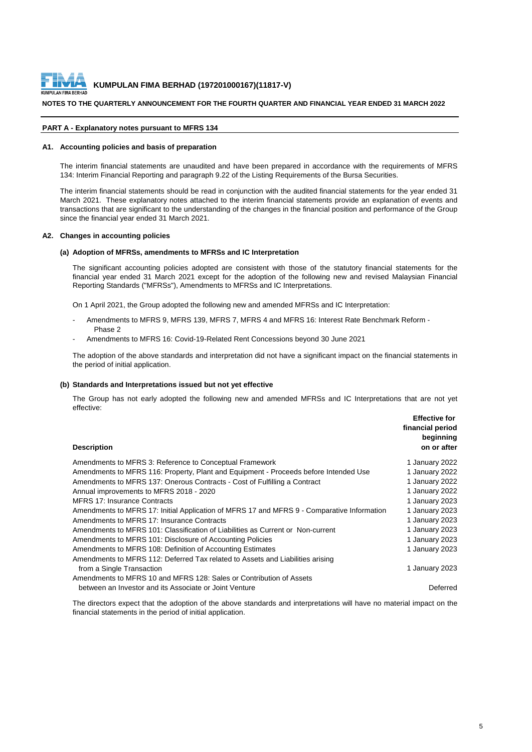**KUMPULAN FIMA BERHAD (197201000167)(11817-V)**

**NOTES TO THE QUARTERLY ANNOUNCEMENT FOR THE FOURTH QUARTER AND FINANCIAL YEAR ENDED 31 MARCH 2022**

## PART A - Explanatory notes pursuant to MFRS 134

### A1. Accounting policies and basis of preparation

The interim financial statements are unaudited and have been prepared in accordance with the requirements of MFRS 134: Interim Financial Reporting and paragraph 9.22 of the Listing Requirements of the Bursa Securities.

The interim financial statements should be read in conjunction with the audited financial statements for the year ended 31 March 2021. These explanatory notes attached to the interim financial statements provide an explanation of events and transactions that are significant to the understanding of the changes in the financial position and performance of the Group since the financial year ended 31 March 2021.

### A2. Changes in accounting policies

#### (a) Adoption of MFRSs, amendments to MFRSs and IC Interpretation

The significant accounting policies adopted are consistent with those of the statutory financial statements for the financial year ended 31 March 2021 except for the adoption of the following new and revised Malaysian Financial Reporting Standards ("MFRSs"), Amendments to MFRSs and IC Interpretations.

On 1 April 2021, the Group adopted the following new and amended MFRSs and IC Interpretation:

- Amendments to MFRS 9, MFRS 139, MFRS 7, MFRS 4 and MFRS 16: Interest Rate Benchmark Reform - Phase 2
- Amendments to MFRS 16: Covid-19-Related Rent Concessions beyond 30 June 2021

The adoption of the above standards and interpretation did not have a significant impact on the financial statements in the period of initial application.

#### (b) Standards and Interpretations issued but not yet effective

The Group has not early adopted the following new and amended MFRSs and IC Interpretations that are not yet effective:

| Description | Effective for financial period beginning on or after |
|---|---|
| Amendments to MFRS 3: Reference to Conceptual Framework | 1 January 2022 |
| Amendments to MFRS 116: Property, Plant and Equipment - Proceeds before Intended Use | 1 January 2022 |
| Amendments to MFRS 137: Onerous Contracts - Cost of Fulfilling a Contract | 1 January 2022 |
| Annual improvements to MFRS 2018 - 2020 | 1 January 2022 |
| MFRS 17: Insurance Contracts | 1 January 2023 |
| Amendments to MFRS 17: Initial Application of MFRS 17 and MFRS 9 - Comparative Information | 1 January 2023 |
| Amendments to MFRS 17: Insurance Contracts | 1 January 2023 |
| Amendments to MFRS 101: Classification of Liabilities as Current or Non-current | 1 January 2023 |
| Amendments to MFRS 101: Disclosure of Accounting Policies | 1 January 2023 |
| Amendments to MFRS 108: Definition of Accounting Estimates | 1 January 2023 |
| Amendments to MFRS 112: Deferred Tax related to Assets and Liabilities arising from a Single Transaction | 1 January 2023 |
| Amendments to MFRS 10 and MFRS 128: Sales or Contribution of Assets between an Investor and its Associate or Joint Venture | Deferred |

The directors expect that the adoption of the above standards and interpretations will have no material impact on the financial statements in the period of initial application.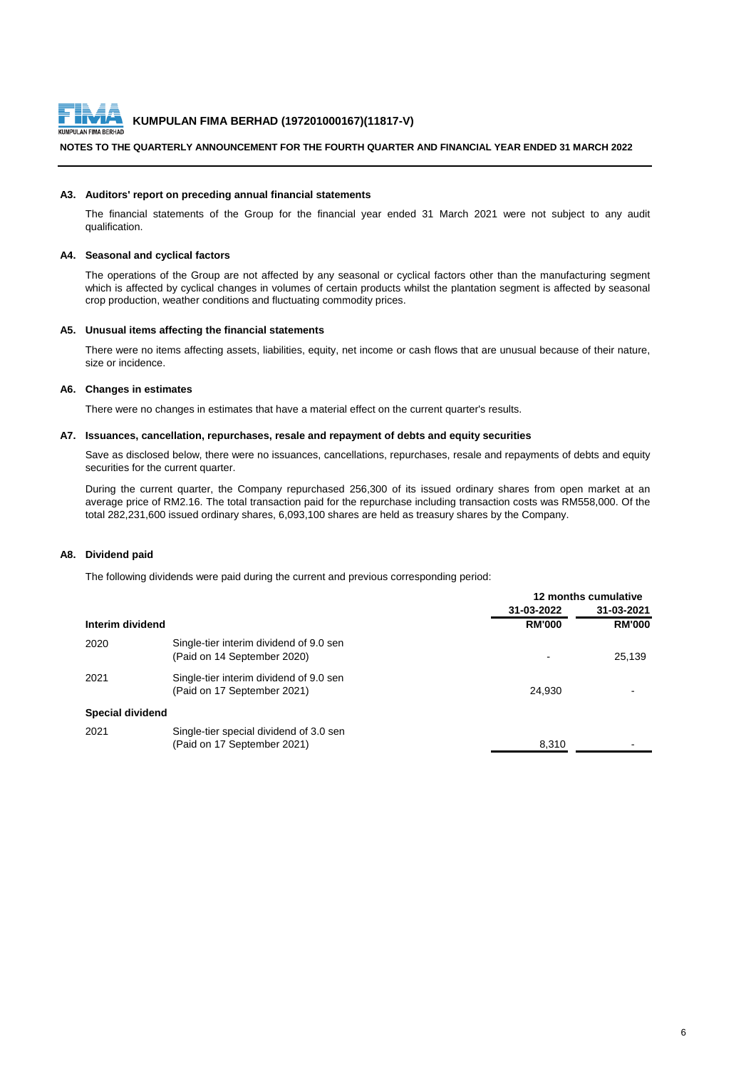### A3. Auditors' report on preceding annual financial statements

The financial statements of the Group for the financial year ended 31 March 2021 were not subject to any audit qualification.

### A4. Seasonal and cyclical factors

The operations of the Group are not affected by any seasonal or cyclical factors other than the manufacturing segment which is affected by cyclical changes in volumes of certain products whilst the plantation segment is affected by seasonal crop production, weather conditions and fluctuating commodity prices.

### A5. Unusual items affecting the financial statements

There were no items affecting assets, liabilities, equity, net income or cash flows that are unusual because of their nature, size or incidence.

### A6. Changes in estimates

There were no changes in estimates that have a material effect on the current quarter's results.

### A7. Issuances, cancellation, repurchases, resale and repayment of debts and equity securities

Save as disclosed below, there were no issuances, cancellations, repurchases, resale and repayments of debts and equity securities for the current quarter.

During the current quarter, the Company repurchased 256,300 of its issued ordinary shares from open market at an average price of RM2.16. The total transaction paid for the repurchase including transaction costs was RM558,000. Of the total 282,231,600 issued ordinary shares, 6,093,100 shares are held as treasury shares by the Company.

### A8. Dividend paid

The following dividends were paid during the current and previous corresponding period:

| | | 12 months cumulative | |
|---|---|---|---|
| | | **31-03-2022** | **31-03-2021** |
| **Interim dividend** | | **RM'000** | **RM'000** |
| 2020 | Single-tier interim dividend of 9.0 sen (Paid on 14 September 2020) | - | 25,139 |
| 2021 | Single-tier interim dividend of 9.0 sen (Paid on 17 September 2021) | 24,930 | - |
| **Special dividend** | | | |
| 2021 | Single-tier special dividend of 3.0 sen (Paid on 17 September 2021) | 8,310 | - |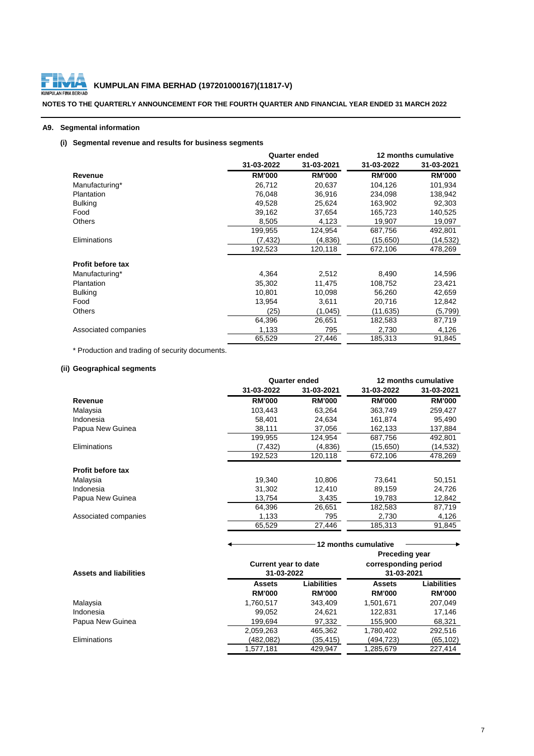**KUMPULAN FIMA BERHAD (197201000167)(11817-V)**

**NOTES TO THE QUARTERLY ANNOUNCEMENT FOR THE FOURTH QUARTER AND FINANCIAL YEAR ENDED 31 MARCH 2022**

## A9. Segmental information

### (i) Segmental revenue and results for business segments

| | Quarter ended | | 12 months cumulative | |
|---|---|---|---|---|
| | 31-03-2022 | 31-03-2021 | 31-03-2022 | 31-03-2021 |
| **Revenue** | **RM'000** | **RM'000** | **RM'000** | **RM'000** |
| Manufacturing* | 26,712 | 20,637 | 104,126 | 101,934 |
| Plantation | 76,048 | 36,916 | 234,098 | 138,942 |
| Bulking | 49,528 | 25,624 | 163,902 | 92,303 |
| Food | 39,162 | 37,654 | 165,723 | 140,525 |
| Others | 8,505 | 4,123 | 19,907 | 19,097 |
| | 199,955 | 124,954 | 687,756 | 492,801 |
| Eliminations | (7,432) | (4,836) | (15,650) | (14,532) |
| | 192,523 | 120,118 | 672,106 | 478,269 |
| **Profit before tax** | | | | |
| Manufacturing* | 4,364 | 2,512 | 8,490 | 14,596 |
| Plantation | 35,302 | 11,475 | 108,752 | 23,421 |
| Bulking | 10,801 | 10,098 | 56,260 | 42,659 |
| Food | 13,954 | 3,611 | 20,716 | 12,842 |
| Others | (25) | (1,045) | (11,635) | (5,799) |
| | 64,396 | 26,651 | 182,583 | 87,719 |
| Associated companies | 1,133 | 795 | 2,730 | 4,126 |
| | 65,529 | 27,446 | 185,313 | 91,845 |

* Production and trading of security documents.

### (ii) Geographical segments

| | Quarter ended | | 12 months cumulative | |
|---|---|---|---|---|
| | 31-03-2022 | 31-03-2021 | 31-03-2022 | 31-03-2021 |
| **Revenue** | **RM'000** | **RM'000** | **RM'000** | **RM'000** |
| Malaysia | 103,443 | 63,264 | 363,749 | 259,427 |
| Indonesia | 58,401 | 24,634 | 161,874 | 95,490 |
| Papua New Guinea | 38,111 | 37,056 | 162,133 | 137,884 |
| | 199,955 | 124,954 | 687,756 | 492,801 |
| Eliminations | (7,432) | (4,836) | (15,650) | (14,532) |
| | 192,523 | 120,118 | 672,106 | 478,269 |
| **Profit before tax** | | | | |
| Malaysia | 19,340 | 10,806 | 73,641 | 50,151 |
| Indonesia | 31,302 | 12,410 | 89,159 | 24,726 |
| Papua New Guinea | 13,754 | 3,435 | 19,783 | 12,842 |
| | 64,396 | 26,651 | 182,583 | 87,719 |
| Associated companies | 1,133 | 795 | 2,730 | 4,126 |
| | 65,529 | 27,446 | 185,313 | 91,845 |

| | 12 months cumulative | | | |
|---|---|---|---|---|
| **Assets and liabilities** | Current year to date 31-03-2022 | | Preceding year corresponding period 31-03-2021 | |
| | **Assets** | **Liabilities** | **Assets** | **Liabilities** |
| | **RM'000** | **RM'000** | **RM'000** | **RM'000** |
| Malaysia | 1,760,517 | 343,409 | 1,501,671 | 207,049 |
| Indonesia | 99,052 | 24,621 | 122,831 | 17,146 |
| Papua New Guinea | 199,694 | 97,332 | 155,900 | 68,321 |
| | 2,059,263 | 465,362 | 1,780,402 | 292,516 |
| Eliminations | (482,082) | (35,415) | (494,723) | (65,102) |
| | 1,577,181 | 429,947 | 1,285,679 | 227,414 |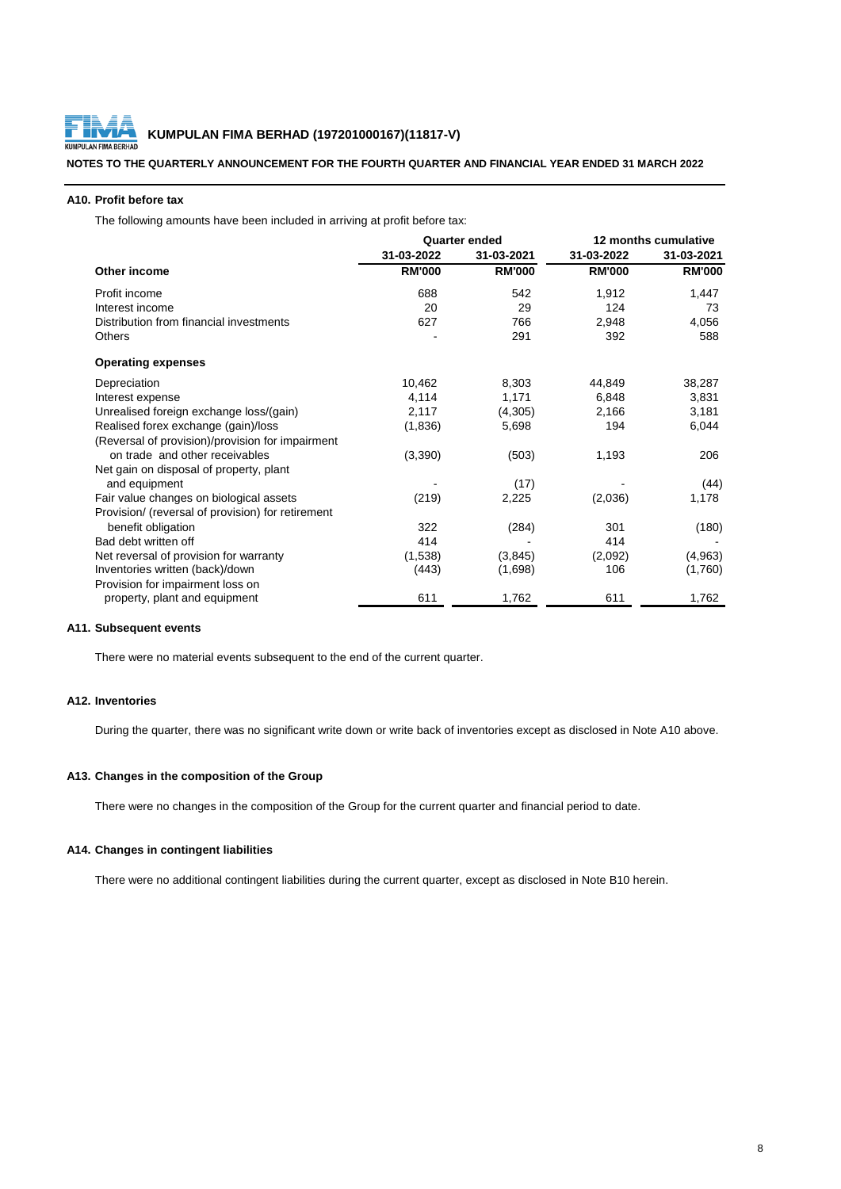**KUMPULAN FIMA BERHAD (197201000167)(11817-V)**

**NOTES TO THE QUARTERLY ANNOUNCEMENT FOR THE FOURTH QUARTER AND FINANCIAL YEAR ENDED 31 MARCH 2022**

### A10. Profit before tax

The following amounts have been included in arriving at profit before tax:

| | Quarter ended | | 12 months cumulative | |
|---|---|---|---|---|
| | 31-03-2022 | 31-03-2021 | 31-03-2022 | 31-03-2021 |
| **Other income** | **RM'000** | **RM'000** | **RM'000** | **RM'000** |
| Profit income | 688 | 542 | 1,912 | 1,447 |
| Interest income | 20 | 29 | 124 | 73 |
| Distribution from financial investments | 627 | 766 | 2,948 | 4,056 |
| Others | - | 291 | 392 | 588 |
| **Operating expenses** | | | | |
| Depreciation | 10,462 | 8,303 | 44,849 | 38,287 |
| Interest expense | 4,114 | 1,171 | 6,848 | 3,831 |
| Unrealised foreign exchange loss/(gain) | 2,117 | (4,305) | 2,166 | 3,181 |
| Realised forex exchange (gain)/loss | (1,836) | 5,698 | 194 | 6,044 |
| (Reversal of provision)/provision for impairment on trade and other receivables | (3,390) | (503) | 1,193 | 206 |
| Net gain on disposal of property, plant and equipment | - | (17) | - | (44) |
| Fair value changes on biological assets | (219) | 2,225 | (2,036) | 1,178 |
| Provision/ (reversal of provision) for retirement benefit obligation | 322 | (284) | 301 | (180) |
| Bad debt written off | 414 | - | 414 | - |
| Net reversal of provision for warranty | (1,538) | (3,845) | (2,092) | (4,963) |
| Inventories written (back)/down | (443) | (1,698) | 106 | (1,760) |
| Provision for impairment loss on property, plant and equipment | 611 | 1,762 | 611 | 1,762 |

### A11. Subsequent events

There were no material events subsequent to the end of the current quarter.

### A12. Inventories

During the quarter, there was no significant write down or write back of inventories except as disclosed in Note A10 above.

### A13. Changes in the composition of the Group

There were no changes in the composition of the Group for the current quarter and financial period to date.

### A14. Changes in contingent liabilities

There were no additional contingent liabilities during the current quarter, except as disclosed in Note B10 herein.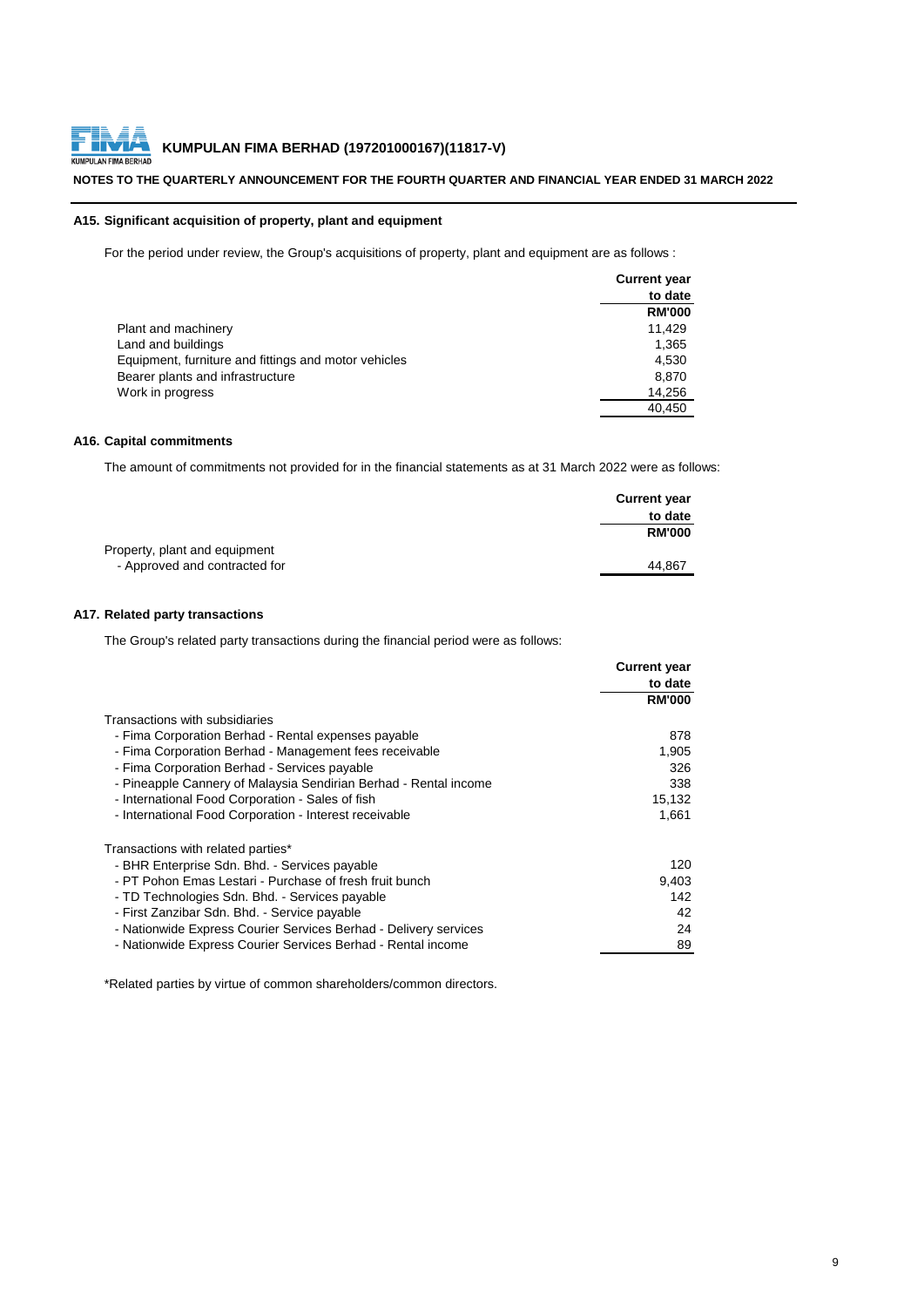## A15. Significant acquisition of property, plant and equipment

For the period under review, the Group's acquisitions of property, plant and equipment are as follows :

| | Current year to date RM'000 |
|---|---|
| Plant and machinery | 11,429 |
| Land and buildings | 1,365 |
| Equipment, furniture and fittings and motor vehicles | 4,530 |
| Bearer plants and infrastructure | 8,870 |
| Work in progress | 14,256 |
| | 40,450 |

## A16. Capital commitments

The amount of commitments not provided for in the financial statements as at 31 March 2022 were as follows:

| | Current year to date RM'000 |
|---|---|
| Property, plant and equipment | |
| - Approved and contracted for | 44,867 |

## A17. Related party transactions

The Group's related party transactions during the financial period were as follows:

| | Current year to date RM'000 |
|---|---|
| Transactions with subsidiaries | |
| - Fima Corporation Berhad - Rental expenses payable | 878 |
| - Fima Corporation Berhad - Management fees receivable | 1,905 |
| - Fima Corporation Berhad - Services payable | 326 |
| - Pineapple Cannery of Malaysia Sendirian Berhad - Rental income | 338 |
| - International Food Corporation - Sales of fish | 15,132 |
| - International Food Corporation - Interest receivable | 1,661 |
| | |
| Transactions with related parties* | |
| - BHR Enterprise Sdn. Bhd. - Services payable | 120 |
| - PT Pohon Emas Lestari - Purchase of fresh fruit bunch | 9,403 |
| - TD Technologies Sdn. Bhd. - Services payable | 142 |
| - First Zanzibar Sdn. Bhd. - Service payable | 42 |
| - Nationwide Express Courier Services Berhad - Delivery services | 24 |
| - Nationwide Express Courier Services Berhad - Rental income | 89 |

*Related parties by virtue of common shareholders/common directors.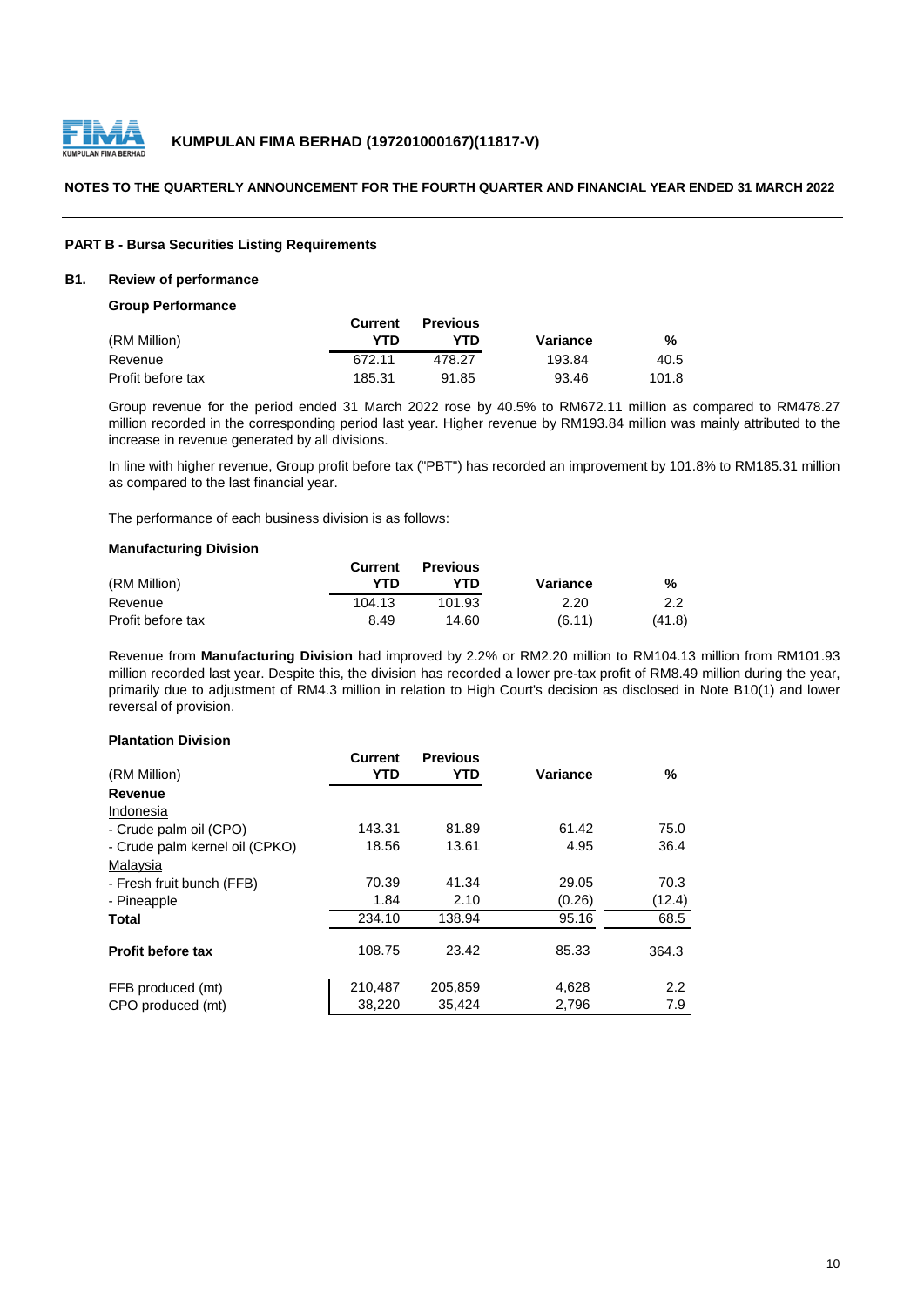**KUMPULAN FIMA BERHAD (197201000167)(11817-V)**

**NOTES TO THE QUARTERLY ANNOUNCEMENT FOR THE FOURTH QUARTER AND FINANCIAL YEAR ENDED 31 MARCH 2022**

**PART B - Bursa Securities Listing Requirements**

## B1. Review of performance

**Group Performance**

| (RM Million) | Current YTD | Previous YTD | Variance | % |
|---|---|---|---|---|
| Revenue | 672.11 | 478.27 | 193.84 | 40.5 |
| Profit before tax | 185.31 | 91.85 | 93.46 | 101.8 |

Group revenue for the period ended 31 March 2022 rose by 40.5% to RM672.11 million as compared to RM478.27 million recorded in the corresponding period last year. Higher revenue by RM193.84 million was mainly attributed to the increase in revenue generated by all divisions.

In line with higher revenue, Group profit before tax ("PBT") has recorded an improvement by 101.8% to RM185.31 million as compared to the last financial year.

The performance of each business division is as follows:

**Manufacturing Division**

| (RM Million) | Current YTD | Previous YTD | Variance | % |
|---|---|---|---|---|
| Revenue | 104.13 | 101.93 | 2.20 | 2.2 |
| Profit before tax | 8.49 | 14.60 | (6.11) | (41.8) |

Revenue from **Manufacturing Division** had improved by 2.2% or RM2.20 million to RM104.13 million from RM101.93 million recorded last year. Despite this, the division has recorded a lower pre-tax profit of RM8.49 million during the year, primarily due to adjustment of RM4.3 million in relation to High Court's decision as disclosed in Note B10(1) and lower reversal of provision.

**Plantation Division**

| (RM Million) | Current YTD | Previous YTD | Variance | % |
|---|---|---|---|---|
| **Revenue** | | | | |
| Indonesia | | | | |
| - Crude palm oil (CPO) | 143.31 | 81.89 | 61.42 | 75.0 |
| - Crude palm kernel oil (CPKO) | 18.56 | 13.61 | 4.95 | 36.4 |
| Malaysia | | | | |
| - Fresh fruit bunch (FFB) | 70.39 | 41.34 | 29.05 | 70.3 |
| - Pineapple | 1.84 | 2.10 | (0.26) | (12.4) |
| **Total** | 234.10 | 138.94 | 95.16 | 68.5 |
| **Profit before tax** | 108.75 | 23.42 | 85.33 | 364.3 |
| FFB produced (mt) | 210,487 | 205,859 | 4,628 | 2.2 |
| CPO produced (mt) | 38,220 | 35,424 | 2,796 | 7.9 |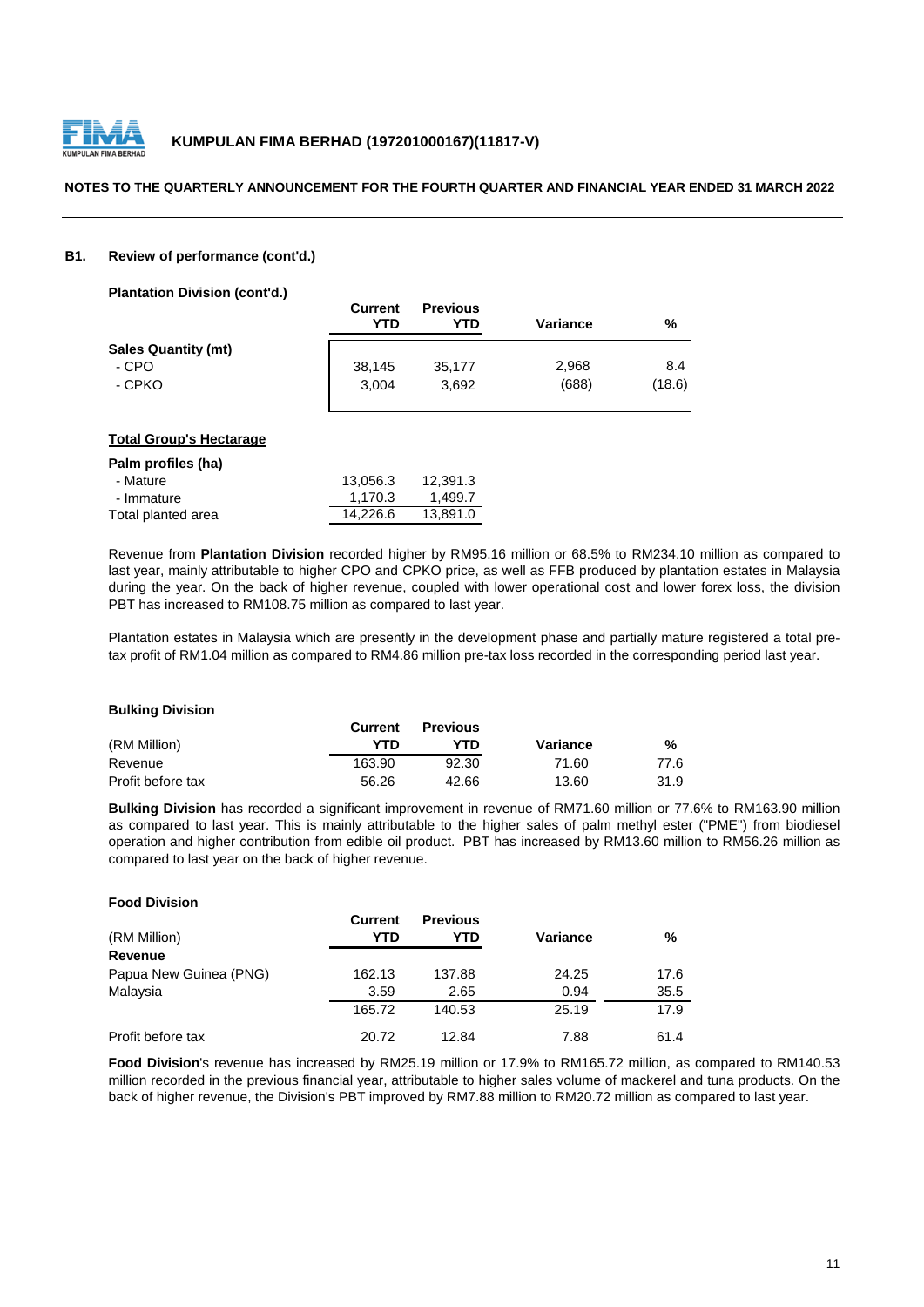**B1. Review of performance (cont'd.)**

**Plantation Division (cont'd.)**

| | Current YTD | Previous YTD | Variance | % |
|---|---|---|---|---|
| **Sales Quantity (mt)** | | | | |
| - CPO | 38,145 | 35,177 | 2,968 | 8.4 |
| - CPKO | 3,004 | 3,692 | (688) | (18.6) |

**Total Group's Hectarage**

| Palm profiles (ha) | | |
|---|---|---|
| - Mature | 13,056.3 | 12,391.3 |
| - Immature | 1,170.3 | 1,499.7 |
| Total planted area | 14,226.6 | 13,891.0 |

Revenue from **Plantation Division** recorded higher by RM95.16 million or 68.5% to RM234.10 million as compared to last year, mainly attributable to higher CPO and CPKO price, as well as FFB produced by plantation estates in Malaysia during the year. On the back of higher revenue, coupled with lower operational cost and lower forex loss, the division PBT has increased to RM108.75 million as compared to last year.

Plantation estates in Malaysia which are presently in the development phase and partially mature registered a total pre-tax profit of RM1.04 million as compared to RM4.86 million pre-tax loss recorded in the corresponding period last year.

**Bulking Division**

| (RM Million) | Current YTD | Previous YTD | Variance | % |
|---|---|---|---|---|
| Revenue | 163.90 | 92.30 | 71.60 | 77.6 |
| Profit before tax | 56.26 | 42.66 | 13.60 | 31.9 |

**Bulking Division** has recorded a significant improvement in revenue of RM71.60 million or 77.6% to RM163.90 million as compared to last year. This is mainly attributable to the higher sales of palm methyl ester ("PME") from biodiesel operation and higher contribution from edible oil product. PBT has increased by RM13.60 million to RM56.26 million as compared to last year on the back of higher revenue.

**Food Division**

| (RM Million) | Current YTD | Previous YTD | Variance | % |
|---|---|---|---|---|
| **Revenue** | | | | |
| Papua New Guinea (PNG) | 162.13 | 137.88 | 24.25 | 17.6 |
| Malaysia | 3.59 | 2.65 | 0.94 | 35.5 |
| | 165.72 | 140.53 | 25.19 | 17.9 |
| Profit before tax | 20.72 | 12.84 | 7.88 | 61.4 |

**Food Division**'s revenue has increased by RM25.19 million or 17.9% to RM165.72 million, as compared to RM140.53 million recorded in the previous financial year, attributable to higher sales volume of mackerel and tuna products. On the back of higher revenue, the Division's PBT improved by RM7.88 million to RM20.72 million as compared to last year.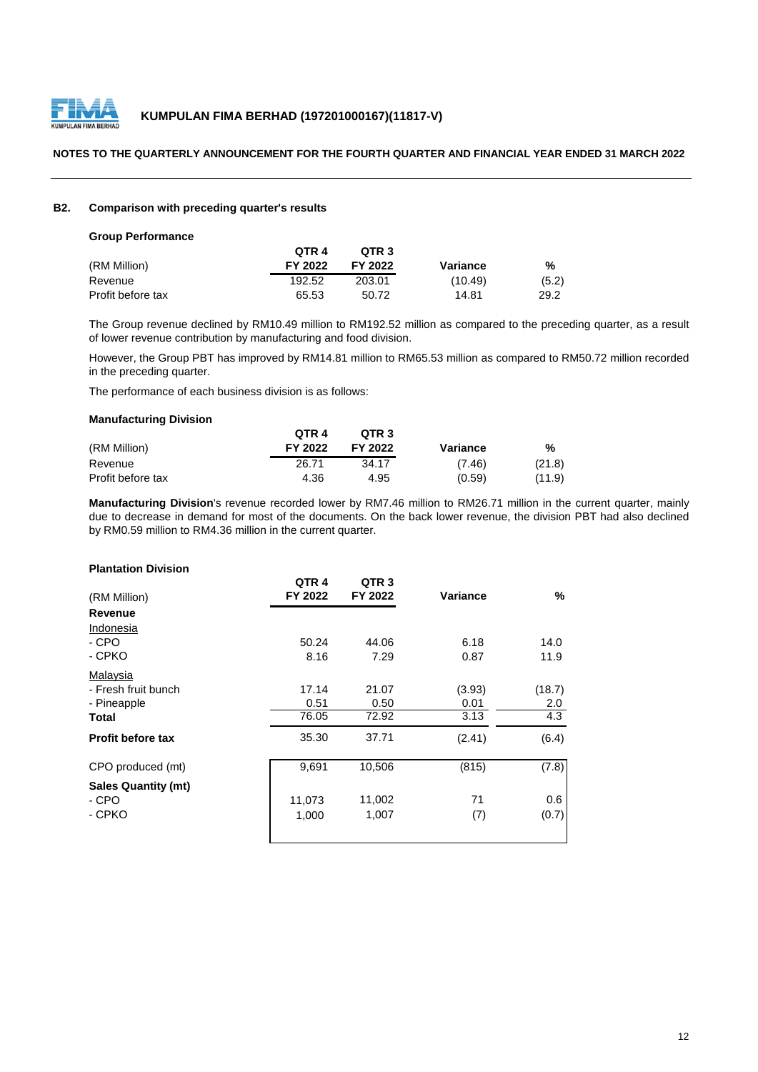# KUMPULAN FIMA BERHAD (197201000167)(11817-V)

**NOTES TO THE QUARTERLY ANNOUNCEMENT FOR THE FOURTH QUARTER AND FINANCIAL YEAR ENDED 31 MARCH 2022**

## B2. Comparison with preceding quarter's results

### Group Performance

| (RM Million) | QTR 4 FY 2022 | QTR 3 FY 2022 | Variance | % |
|---|---|---|---|---|
| Revenue | 192.52 | 203.01 | (10.49) | (5.2) |
| Profit before tax | 65.53 | 50.72 | 14.81 | 29.2 |

The Group revenue declined by RM10.49 million to RM192.52 million as compared to the preceding quarter, as a result of lower revenue contribution by manufacturing and food division.

However, the Group PBT has improved by RM14.81 million to RM65.53 million as compared to RM50.72 million recorded in the preceding quarter.

The performance of each business division is as follows:

### Manufacturing Division

| (RM Million) | QTR 4 FY 2022 | QTR 3 FY 2022 | Variance | % |
|---|---|---|---|---|
| Revenue | 26.71 | 34.17 | (7.46) | (21.8) |
| Profit before tax | 4.36 | 4.95 | (0.59) | (11.9) |

**Manufacturing Division**'s revenue recorded lower by RM7.46 million to RM26.71 million in the current quarter, mainly due to decrease in demand for most of the documents. On the back lower revenue, the division PBT had also declined by RM0.59 million to RM4.36 million in the current quarter.

### Plantation Division

| (RM Million) | QTR 4 FY 2022 | QTR 3 FY 2022 | Variance | % |
|---|---|---|---|---|
| **Revenue** | | | | |
| Indonesia | | | | |
| - CPO | 50.24 | 44.06 | 6.18 | 14.0 |
| - CPKO | 8.16 | 7.29 | 0.87 | 11.9 |
| Malaysia | | | | |
| - Fresh fruit bunch | 17.14 | 21.07 | (3.93) | (18.7) |
| - Pineapple | 0.51 | 0.50 | 0.01 | 2.0 |
| **Total** | 76.05 | 72.92 | 3.13 | 4.3 |
| **Profit before tax** | 35.30 | 37.71 | (2.41) | (6.4) |
| CPO produced (mt) | 9,691 | 10,506 | (815) | (7.8) |
| **Sales Quantity (mt)** | | | | |
| - CPO | 11,073 | 11,002 | 71 | 0.6 |
| - CPKO | 1,000 | 1,007 | (7) | (0.7) |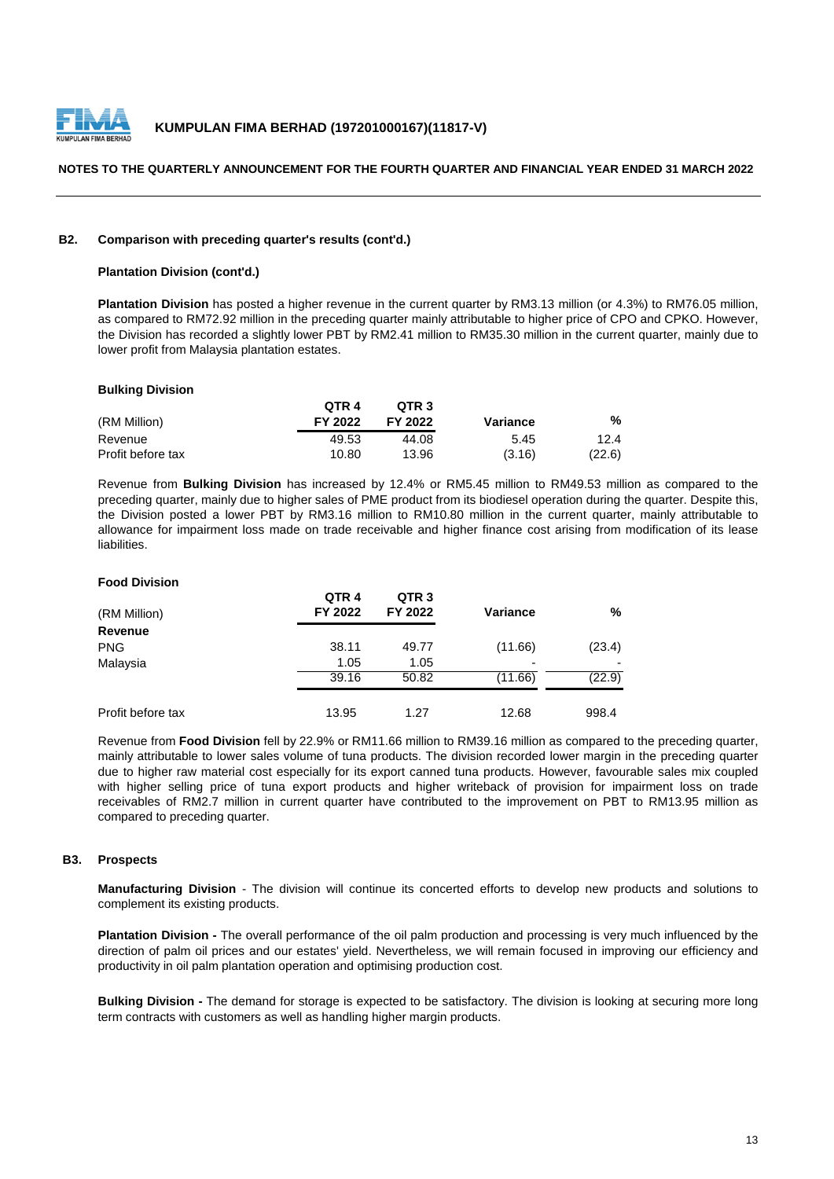**B2. Comparison with preceding quarter's results (cont'd.)**

**Plantation Division (cont'd.)**

**Plantation Division** has posted a higher revenue in the current quarter by RM3.13 million (or 4.3%) to RM76.05 million, as compared to RM72.92 million in the preceding quarter mainly attributable to higher price of CPO and CPKO. However, the Division has recorded a slightly lower PBT by RM2.41 million to RM35.30 million in the current quarter, mainly due to lower profit from Malaysia plantation estates.

**Bulking Division**

| (RM Million) | QTR 4 FY 2022 | QTR 3 FY 2022 | Variance | % |
|---|---|---|---|---|
| Revenue | 49.53 | 44.08 | 5.45 | 12.4 |
| Profit before tax | 10.80 | 13.96 | (3.16) | (22.6) |

Revenue from **Bulking Division** has increased by 12.4% or RM5.45 million to RM49.53 million as compared to the preceding quarter, mainly due to higher sales of PME product from its biodiesel operation during the quarter. Despite this, the Division posted a lower PBT by RM3.16 million to RM10.80 million in the current quarter, mainly attributable to allowance for impairment loss made on trade receivable and higher finance cost arising from modification of its lease liabilities.

**Food Division**

| (RM Million) | QTR 4 FY 2022 | QTR 3 FY 2022 | Variance | % |
|---|---|---|---|---|
| **Revenue** | | | | |
| PNG | 38.11 | 49.77 | (11.66) | (23.4) |
| Malaysia | 1.05 | 1.05 | - | - |
| | 39.16 | 50.82 | (11.66) | (22.9) |
| Profit before tax | 13.95 | 1.27 | 12.68 | 998.4 |

Revenue from **Food Division** fell by 22.9% or RM11.66 million to RM39.16 million as compared to the preceding quarter, mainly attributable to lower sales volume of tuna products. The division recorded lower margin in the preceding quarter due to higher raw material cost especially for its export canned tuna products. However, favourable sales mix coupled with higher selling price of tuna export products and higher writeback of provision for impairment loss on trade receivables of RM2.7 million in current quarter have contributed to the improvement on PBT to RM13.95 million as compared to preceding quarter.

**B3. Prospects**

**Manufacturing Division** - The division will continue its concerted efforts to develop new products and solutions to complement its existing products.

**Plantation Division -** The overall performance of the oil palm production and processing is very much influenced by the direction of palm oil prices and our estates' yield. Nevertheless, we will remain focused in improving our efficiency and productivity in oil palm plantation operation and optimising production cost.

**Bulking Division -** The demand for storage is expected to be satisfactory. The division is looking at securing more long term contracts with customers as well as handling higher margin products.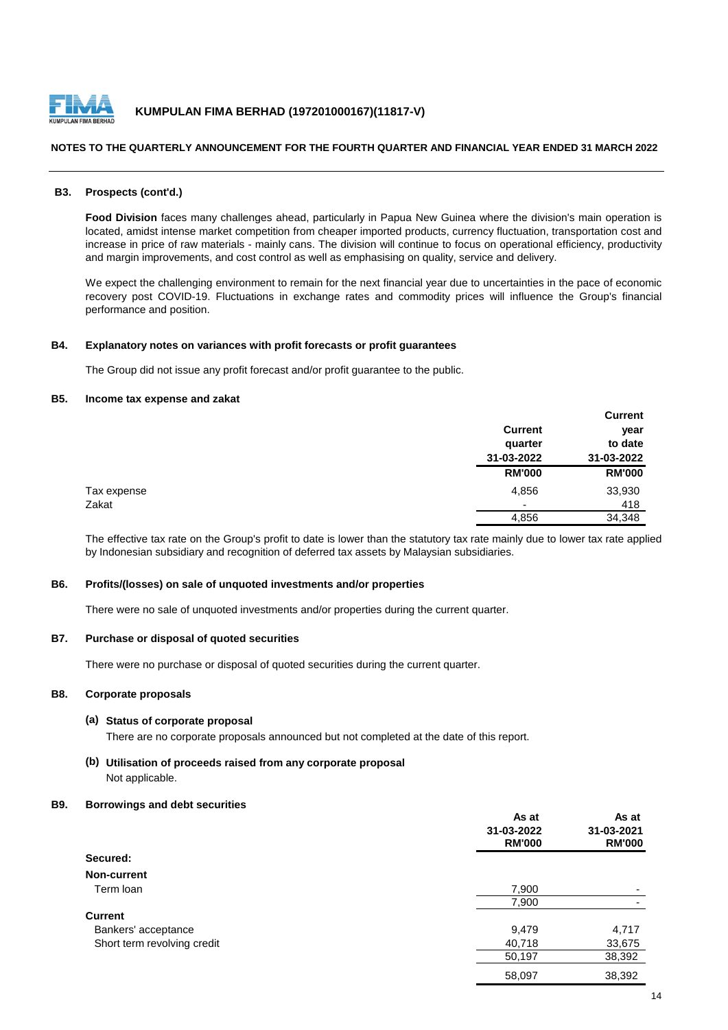## B3. Prospects (cont'd.)

**Food Division** faces many challenges ahead, particularly in Papua New Guinea where the division's main operation is located, amidst intense market competition from cheaper imported products, currency fluctuation, transportation cost and increase in price of raw materials - mainly cans. The division will continue to focus on operational efficiency, productivity and margin improvements, and cost control as well as emphasising on quality, service and delivery.

We expect the challenging environment to remain for the next financial year due to uncertainties in the pace of economic recovery post COVID-19. Fluctuations in exchange rates and commodity prices will influence the Group's financial performance and position.

## B4. Explanatory notes on variances with profit forecasts or profit guarantees

The Group did not issue any profit forecast and/or profit guarantee to the public.

## B5. Income tax expense and zakat

| | Current quarter 31-03-2022 RM'000 | Current year to date 31-03-2022 RM'000 |
|---|---|---|
| Tax expense | 4,856 | 33,930 |
| Zakat | - | 418 |
| | 4,856 | 34,348 |

The effective tax rate on the Group's profit to date is lower than the statutory tax rate mainly due to lower tax rate applied by Indonesian subsidiary and recognition of deferred tax assets by Malaysian subsidiaries.

## B6. Profits/(losses) on sale of unquoted investments and/or properties

There were no sale of unquoted investments and/or properties during the current quarter.

## B7. Purchase or disposal of quoted securities

There were no purchase or disposal of quoted securities during the current quarter.

## B8. Corporate proposals

### (a) Status of corporate proposal

There are no corporate proposals announced but not completed at the date of this report.

### (b) Utilisation of proceeds raised from any corporate proposal

Not applicable.

## B9. Borrowings and debt securities

| | As at 31-03-2022 RM'000 | As at 31-03-2021 RM'000 |
|---|---|---|
| **Secured:** | | |
| **Non-current** | | |
| Term loan | 7,900 | - |
| | 7,900 | - |
| **Current** | | |
| Bankers' acceptance | 9,479 | 4,717 |
| Short term revolving credit | 40,718 | 33,675 |
| | 50,197 | 38,392 |
| | 58,097 | 38,392 |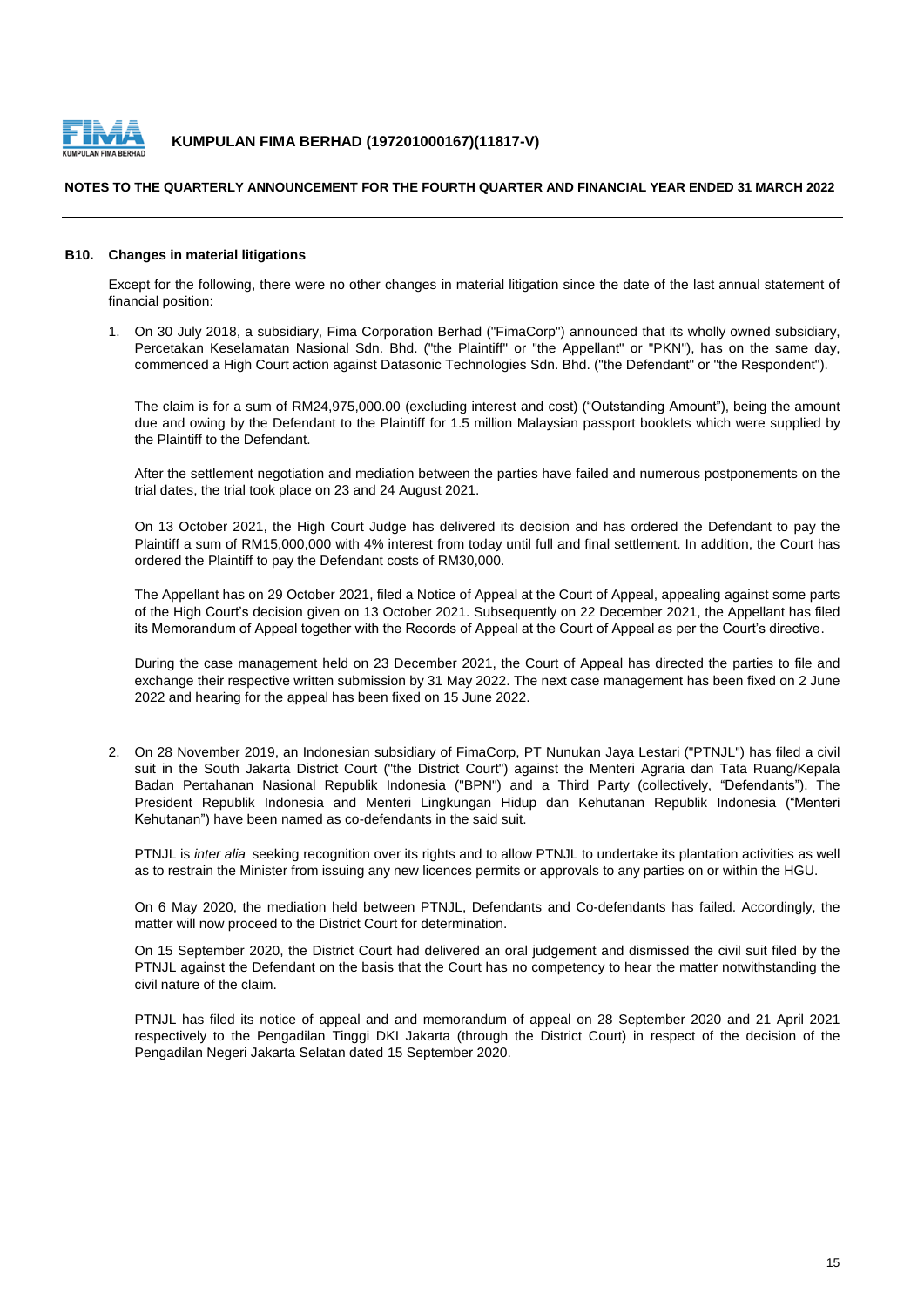### B10. Changes in material litigations

Except for the following, there were no other changes in material litigation since the date of the last annual statement of financial position:

1. On 30 July 2018, a subsidiary, Fima Corporation Berhad ("FimaCorp") announced that its wholly owned subsidiary, Percetakan Keselamatan Nasional Sdn. Bhd. ("the Plaintiff" or "the Appellant" or "PKN"), has on the same day, commenced a High Court action against Datasonic Technologies Sdn. Bhd. ("the Defendant" or "the Respondent").

   The claim is for a sum of RM24,975,000.00 (excluding interest and cost) ("Outstanding Amount"), being the amount due and owing by the Defendant to the Plaintiff for 1.5 million Malaysian passport booklets which were supplied by the Plaintiff to the Defendant.

   After the settlement negotiation and mediation between the parties have failed and numerous postponements on the trial dates, the trial took place on 23 and 24 August 2021.

   On 13 October 2021, the High Court Judge has delivered its decision and has ordered the Defendant to pay the Plaintiff a sum of RM15,000,000 with 4% interest from today until full and final settlement. In addition, the Court has ordered the Plaintiff to pay the Defendant costs of RM30,000.

   The Appellant has on 29 October 2021, filed a Notice of Appeal at the Court of Appeal, appealing against some parts of the High Court's decision given on 13 October 2021. Subsequently on 22 December 2021, the Appellant has filed its Memorandum of Appeal together with the Records of Appeal at the Court of Appeal as per the Court's directive.

   During the case management held on 23 December 2021, the Court of Appeal has directed the parties to file and exchange their respective written submission by 31 May 2022. The next case management has been fixed on 2 June 2022 and hearing for the appeal has been fixed on 15 June 2022.

2. On 28 November 2019, an Indonesian subsidiary of FimaCorp, PT Nunukan Jaya Lestari ("PTNJL") has filed a civil suit in the South Jakarta District Court ("the District Court") against the Menteri Agraria dan Tata Ruang/Kepala Badan Pertahanan Nasional Republik Indonesia ("BPN") and a Third Party (collectively, "Defendants"). The President Republik Indonesia and Menteri Lingkungan Hidup dan Kehutanan Republik Indonesia ("Menteri Kehutanan") have been named as co-defendants in the said suit.

   PTNJL is *inter alia* seeking recognition over its rights and to allow PTNJL to undertake its plantation activities as well as to restrain the Minister from issuing any new licences permits or approvals to any parties on or within the HGU.

   On 6 May 2020, the mediation held between PTNJL, Defendants and Co-defendants has failed. Accordingly, the matter will now proceed to the District Court for determination.

   On 15 September 2020, the District Court had delivered an oral judgement and dismissed the civil suit filed by the PTNJL against the Defendant on the basis that the Court has no competency to hear the matter notwithstanding the civil nature of the claim.

   PTNJL has filed its notice of appeal and and memorandum of appeal on 28 September 2020 and 21 April 2021 respectively to the Pengadilan Tinggi DKI Jakarta (through the District Court) in respect of the decision of the Pengadilan Negeri Jakarta Selatan dated 15 September 2020.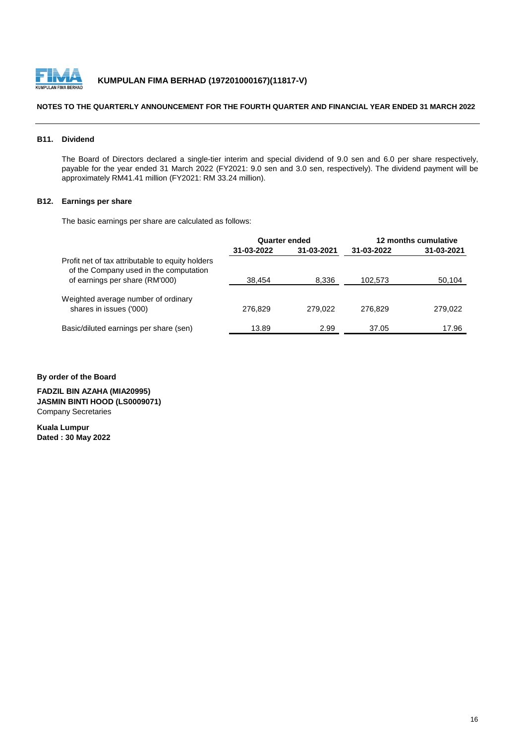### B11. Dividend

The Board of Directors declared a single-tier interim and special dividend of 9.0 sen and 6.0 per share respectively, payable for the year ended 31 March 2022 (FY2021: 9.0 sen and 3.0 sen, respectively). The dividend payment will be approximately RM41.41 million (FY2021: RM 33.24 million).

### B12. Earnings per share

The basic earnings per share are calculated as follows:

| | Quarter ended | | 12 months cumulative | |
|---|---|---|---|---|
| | 31-03-2022 | 31-03-2021 | 31-03-2022 | 31-03-2021 |
| Profit net of tax attributable to equity holders of the Company used in the computation of earnings per share (RM'000) | 38,454 | 8,336 | 102,573 | 50,104 |
| Weighted average number of ordinary shares in issues ('000) | 276,829 | 279,022 | 276,829 | 279,022 |
| Basic/diluted earnings per share (sen) | 13.89 | 2.99 | 37.05 | 17.96 |

**By order of the Board**

**FADZIL BIN AZAHA (MIA20995)**
**JASMIN BINTI HOOD (LS0009071)**
Company Secretaries

**Kuala Lumpur**
**Dated : 30 May 2022**